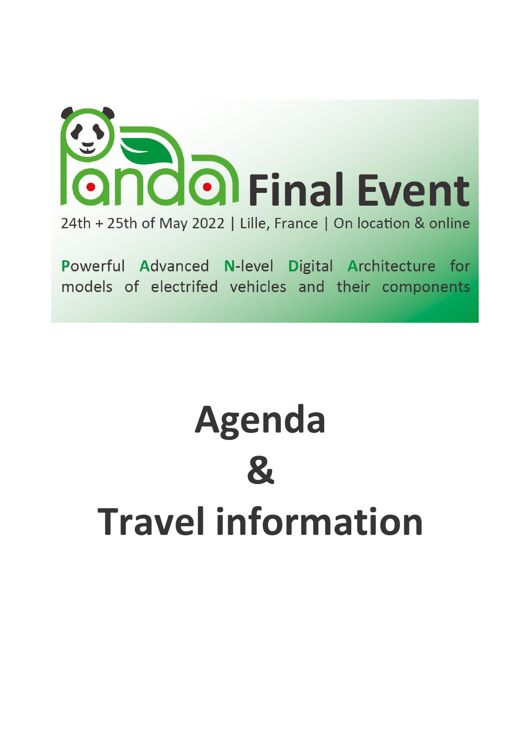# Panda Final Event

24th + 25th of May 2022 | Lille, France | On location & online

**P**owerful **A**dvanced **N**-level **D**igital **A**rchitecture for models of electrifed vehicles and their components

# Agenda

# &

# Travel information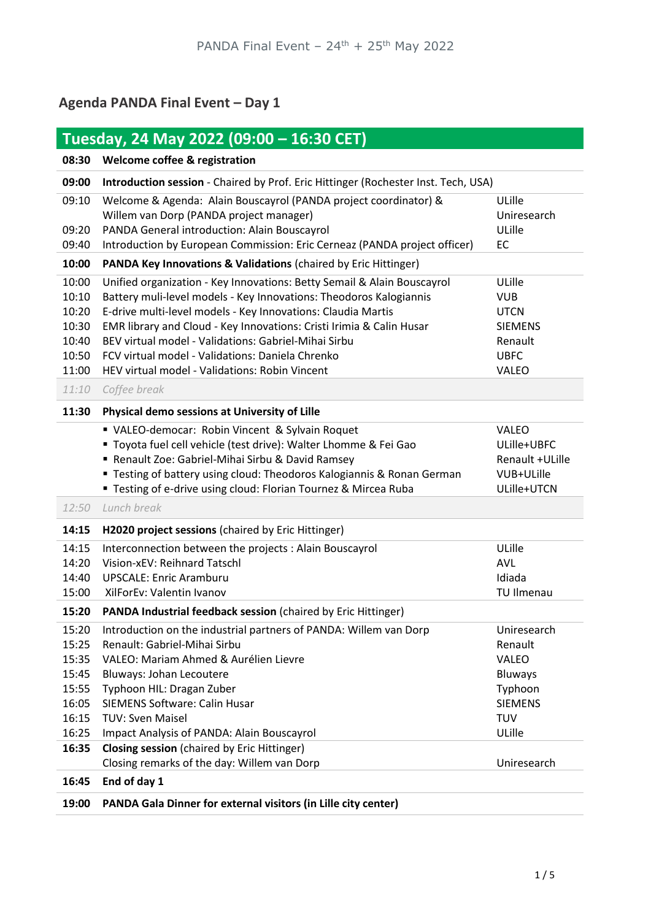## Agenda PANDA Final Event – Day 1

| **Tuesday, 24 May 2022 (09:00 – 16:30 CET)** | | |
|---|---|---|
| **08:30** | **Welcome coffee & registration** | |
| **09:00** | **Introduction session** - Chaired by Prof. Eric Hittinger (Rochester Inst. Tech, USA) | |
| 09:10 | Welcome & Agenda: Alain Bouscayrol (PANDA project coordinator) & Willem van Dorp (PANDA project manager) | ULille Uniresearch |
| 09:20 | PANDA General introduction: Alain Bouscayrol | ULille |
| 09:40 | Introduction by European Commission: Eric Cerneaz (PANDA project officer) | EC |
| **10:00** | **PANDA Key Innovations & Validations** (chaired by Eric Hittinger) | |
| 10:00 | Unified organization - Key Innovations: Betty Semail & Alain Bouscayrol | ULille |
| 10:10 | Battery muli-level models - Key Innovations: Theodoros Kalogiannis | VUB |
| 10:20 | E-drive multi-level models - Key Innovations: Claudia Martis | UTCN |
| 10:30 | EMR library and Cloud - Key Innovations: Cristi Irimia & Calin Husar | SIEMENS |
| 10:40 | BEV virtual model - Validations: Gabriel-Mihai Sirbu | Renault |
| 10:50 | FCV virtual model - Validations: Daniela Chrenko | UBFC |
| 11:00 | HEV virtual model - Validations: Robin Vincent | VALEO |
| *11:10* | *Coffee break* | |
| **11:30** | **Physical demo sessions at University of Lille** | |
| | ▪ VALEO-democar: Robin Vincent & Sylvain Roquet | VALEO |
| | ▪ Toyota fuel cell vehicle (test drive): Walter Lhomme & Fei Gao | ULille+UBFC |
| | ▪ Renault Zoe: Gabriel-Mihai Sirbu & David Ramsey | Renault +ULille |
| | ▪ Testing of battery using cloud: Theodoros Kalogiannis & Ronan German | VUB+ULille |
| | ▪ Testing of e-drive using cloud: Florian Tournez & Mircea Ruba | ULille+UTCN |
| *12:50* | *Lunch break* | |
| **14:15** | **H2020 project sessions** (chaired by Eric Hittinger) | |
| 14:15 | Interconnection between the projects : Alain Bouscayrol | ULille |
| 14:20 | Vision-xEV: Reihnard Tatschl | AVL |
| 14:40 | UPSCALE: Enric Aramburu | Idiada |
| 15:00 | XilForEv: Valentin Ivanov | TU Ilmenau |
| **15:20** | **PANDA Industrial feedback session** (chaired by Eric Hittinger) | |
| 15:20 | Introduction on the industrial partners of PANDA: Willem van Dorp | Uniresearch |
| 15:25 | Renault: Gabriel-Mihai Sirbu | Renault |
| 15:35 | VALEO: Mariam Ahmed & Aurélien Lievre | VALEO |
| 15:45 | Bluways: Johan Lecoutere | Bluways |
| 15:55 | Typhoon HIL: Dragan Zuber | Typhoon |
| 16:05 | SIEMENS Software: Calin Husar | SIEMENS |
| 16:15 | TUV: Sven Maisel | TUV |
| 16:25 | Impact Analysis of PANDA: Alain Bouscayrol | ULille |
| **16:35** | **Closing session** (chaired by Eric Hittinger) Closing remarks of the day: Willem van Dorp | Uniresearch |
| **16:45** | **End of day 1** | |
| **19:00** | **PANDA Gala Dinner for external visitors (in Lille city center)** | |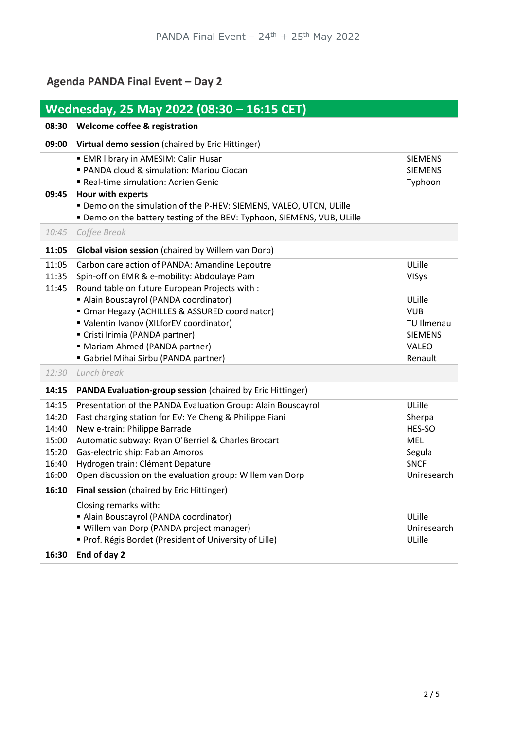## Agenda PANDA Final Event – Day 2

| Wednesday, 25 May 2022 (08:30 – 16:15 CET) | | |
|---|---|---|
| **08:30** | **Welcome coffee & registration** | |
| **09:00** | **Virtual demo session** (chaired by Eric Hittinger) | |
| | ▪ EMR library in AMESIM: Calin Husar | SIEMENS |
| | ▪ PANDA cloud & simulation: Mariou Ciocan | SIEMENS |
| | ▪ Real-time simulation: Adrien Genic | Typhoon |
| **09:45** | **Hour with experts** | |
| | ▪ Demo on the simulation of the P-HEV: SIEMENS, VALEO, UTCN, ULille | |
| | ▪ Demo on the battery testing of the BEV: Typhoon, SIEMENS, VUB, ULille | |
| *10:45* | *Coffee Break* | |
| **11:05** | **Global vision session** (chaired by Willem van Dorp) | |
| 11:05 | Carbon care action of PANDA: Amandine Lepoutre | ULille |
| 11:35 | Spin-off on EMR & e-mobility: Abdoulaye Pam | VISys |
| 11:45 | Round table on future European Projects with : | |
| | ▪ Alain Bouscayrol (PANDA coordinator) | ULille |
| | ▪ Omar Hegazy (ACHILLES & ASSURED coordinator) | VUB |
| | ▪ Valentin Ivanov (XILforEV coordinator) | TU Ilmenau |
| | ▪ Cristi Irimia (PANDA partner) | SIEMENS |
| | ▪ Mariam Ahmed (PANDA partner) | VALEO |
| | ▪ Gabriel Mihai Sirbu (PANDA partner) | Renault |
| *12:30* | *Lunch break* | |
| **14:15** | **PANDA Evaluation-group session** (chaired by Eric Hittinger) | |
| 14:15 | Presentation of the PANDA Evaluation Group: Alain Bouscayrol | ULille |
| 14:20 | Fast charging station for EV: Ye Cheng & Philippe Fiani | Sherpa |
| 14:40 | New e-train: Philippe Barrade | HES-SO |
| 15:00 | Automatic subway: Ryan O'Berriel & Charles Brocart | MEL |
| 15:20 | Gas-electric ship: Fabian Amoros | Segula |
| 16:40 | Hydrogen train: Clément Depature | SNCF |
| 16:00 | Open discussion on the evaluation group: Willem van Dorp | Uniresearch |
| **16:10** | **Final session** (chaired by Eric Hittinger) | |
| | Closing remarks with: | |
| | ▪ Alain Bouscayrol (PANDA coordinator) | ULille |
| | ▪ Willem van Dorp (PANDA project manager) | Uniresearch |
| | ▪ Prof. Régis Bordet (President of University of Lille) | ULille |
| **16:30** | **End of day 2** | |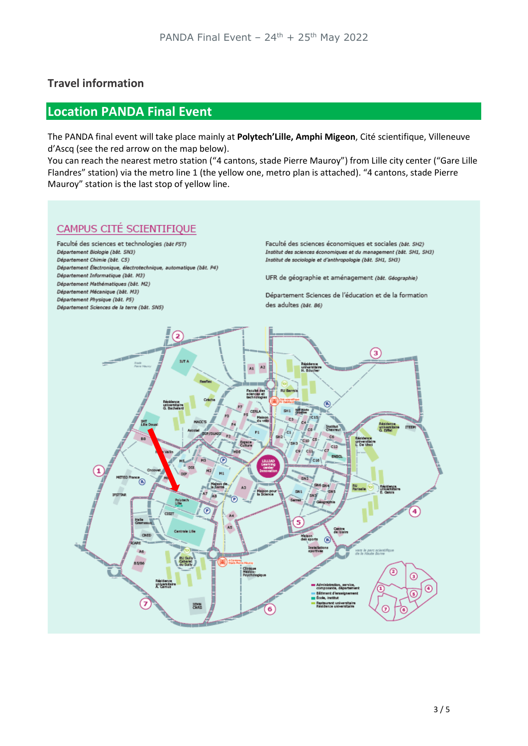## Travel information

## Location PANDA Final Event

The PANDA final event will take place mainly at **Polytech'Lille, Amphi Migeon**, Cité scientifique, Villeneuve d'Ascq (see the red arrow on the map below).

You can reach the nearest metro station ("4 cantons, stade Pierre Mauroy") from Lille city center ("Gare Lille Flandres" station) via the metro line 1 (the yellow one, metro plan is attached). "4 cantons, stade Pierre Mauroy" station is the last stop of yellow line.

CAMPUS CITÉ SCIENTIFIQUE

Faculté des sciences et technologies *(bât FST)*
*Département Biologie (bât. SN3)*
*Département Chimie (bât. C5)*
*Département Électronique, électrotechnique, automatique (bât. P4)*
*Département Informatique (bât. M3)*
*Département Mathématiques (bât. M2)*
*Département Mécanique (bât. M3)*
*Département Physique (bât. P5)*
*Département Sciences de la terre (bât. SN5)*

Faculté des sciences économiques et sociales *(bât. SH2)*
*Institut des sciences économiques et du management (bât. SH1, SH3)*
*Institut de sociologie et d'anthropologie (bât. SH1, SH3)*

UFR de géographie et aménagement *(bât. Géographie)*

Département Sciences de l'éducation et de la formation des adultes *(bât. B6)*

- Administration, service, composante, département
- Bâtiment d'enseignement
- École, institut
- Restaurant universitaire
- Résidence universitaire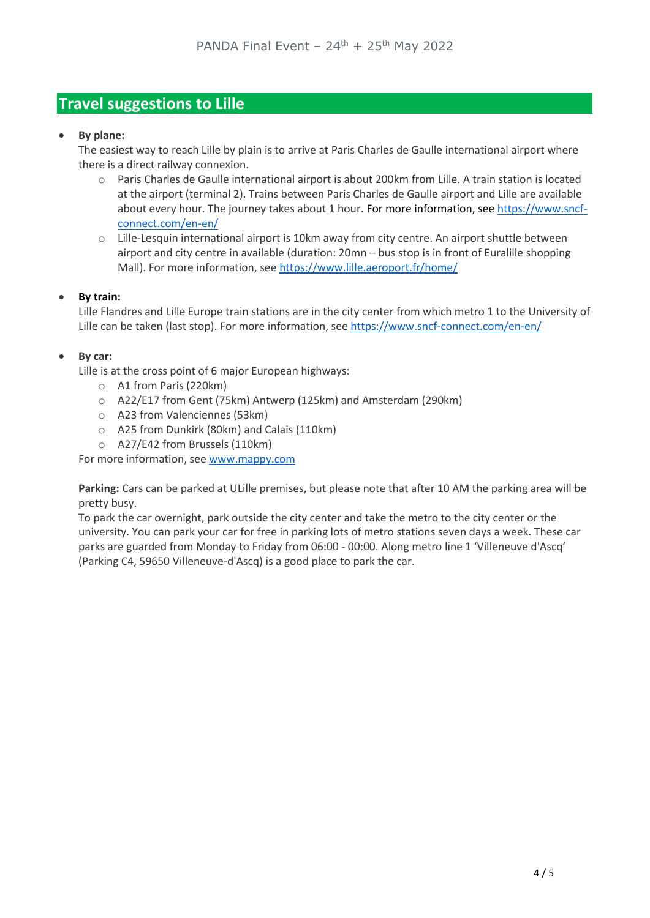## Travel suggestions to Lille

- **By plane:**
  The easiest way to reach Lille by plain is to arrive at Paris Charles de Gaulle international airport where there is a direct railway connexion.
  - Paris Charles de Gaulle international airport is about 200km from Lille. A train station is located at the airport (terminal 2). Trains between Paris Charles de Gaulle airport and Lille are available about every hour. The journey takes about 1 hour. For more information, see https://www.sncf-connect.com/en-en/
  - Lille-Lesquin international airport is 10km away from city centre. An airport shuttle between airport and city centre in available (duration: 20mn – bus stop is in front of Euralille shopping Mall). For more information, see https://www.lille.aeroport.fr/home/

- **By train:**
  Lille Flandres and Lille Europe train stations are in the city center from which metro 1 to the University of Lille can be taken (last stop). For more information, see https://www.sncf-connect.com/en-en/

- **By car:**
  Lille is at the cross point of 6 major European highways:
  - A1 from Paris (220km)
  - A22/E17 from Gent (75km) Antwerp (125km) and Amsterdam (290km)
  - A23 from Valenciennes (53km)
  - A25 from Dunkirk (80km) and Calais (110km)
  - A27/E42 from Brussels (110km)

  For more information, see www.mappy.com

  **Parking:** Cars can be parked at ULille premises, but please note that after 10 AM the parking area will be pretty busy.
  To park the car overnight, park outside the city center and take the metro to the city center or the university. You can park your car for free in parking lots of metro stations seven days a week. These car parks are guarded from Monday to Friday from 06:00 - 00:00. Along metro line 1 'Villeneuve d'Ascq' (Parking C4, 59650 Villeneuve-d'Ascq) is a good place to park the car.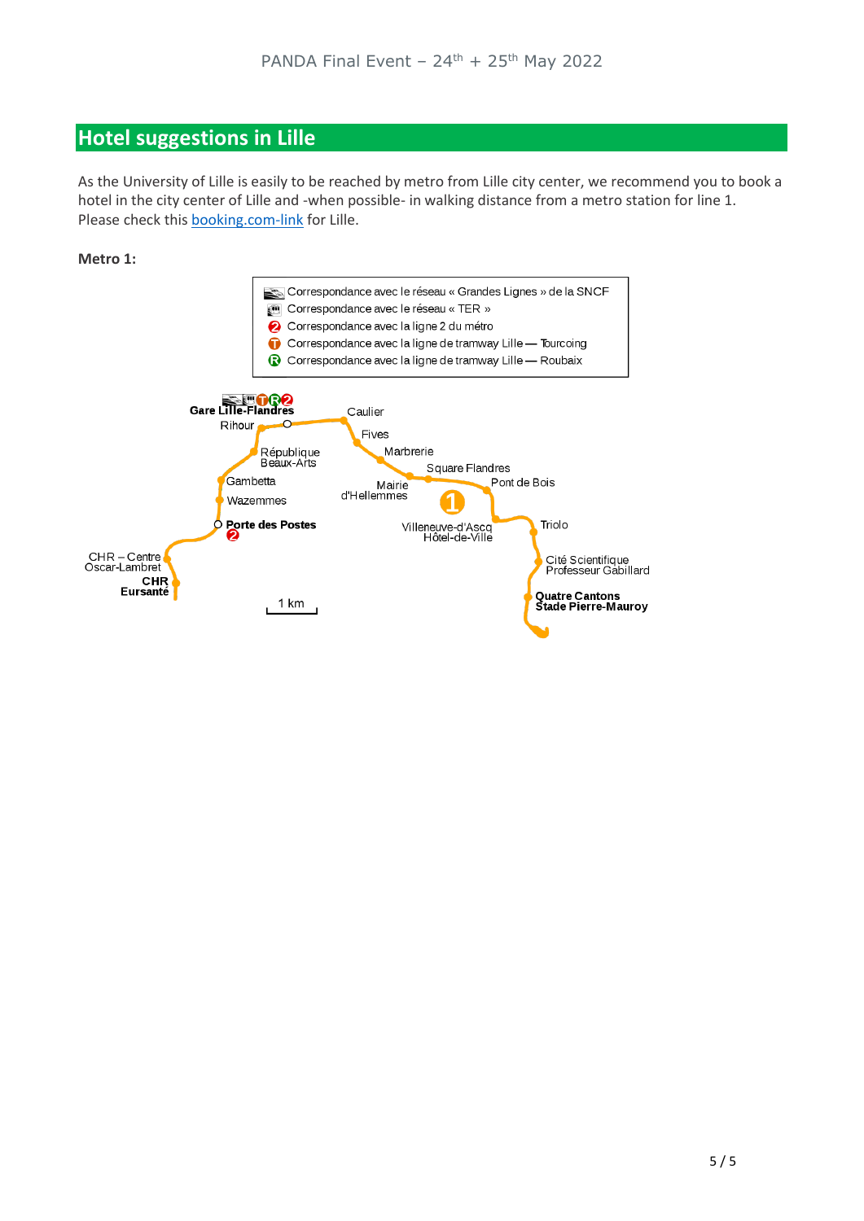## Hotel suggestions in Lille

As the University of Lille is easily to be reached by metro from Lille city center, we recommend you to book a hotel in the city center of Lille and -when possible- in walking distance from a metro station for line 1. Please check this booking.com-link for Lille.

**Metro 1:**

Correspondance avec le réseau « Grandes Lignes » de la SNCF
Correspondance avec le réseau « TER »
Correspondance avec la ligne 2 du métro
Correspondance avec la ligne de tramway Lille — Tourcoing
Correspondance avec la ligne de tramway Lille — Roubaix

Gare Lille-Flandres
Rihour
Caulier
Fives
République Beaux-Arts
Marbrerie
Square Flandres
Gambetta
Mairie d'Hellemmes
Pont de Bois
Wazemmes
Porte des Postes
Villeneuve-d'Ascq Hôtel-de-Ville
Triolo
CHR – Centre Oscar-Lambret
CHR Eursanté
Cité Scientifique Professeur Gabillard
Quatre Cantons Stade Pierre-Mauroy
1 km